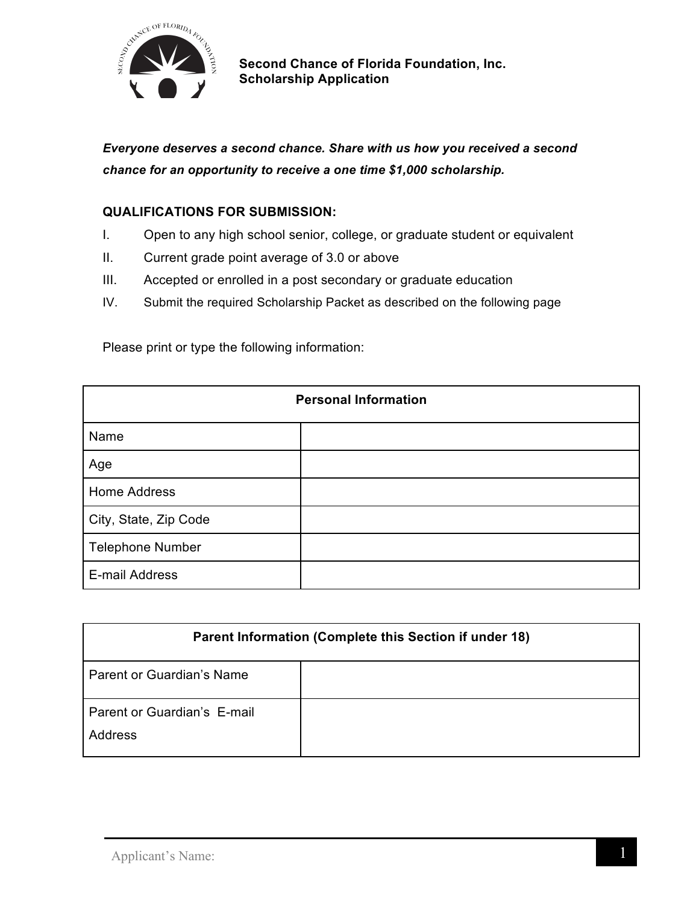# Second Chance of Florida Foundation, Inc.
## Scholarship Application

***Everyone deserves a second chance. Share with us how you received a second chance for an opportunity to receive a one time $1,000 scholarship.***

**QUALIFICATIONS FOR SUBMISSION:**

I. Open to any high school senior, college, or graduate student or equivalent

II. Current grade point average of 3.0 or above

III. Accepted or enrolled in a post secondary or graduate education

IV. Submit the required Scholarship Packet as described on the following page

Please print or type the following information:

| Personal Information | |
|---|---|
| Name | |
| Age | |
| Home Address | |
| City, State, Zip Code | |
| Telephone Number | |
| E-mail Address | |

| Parent Information (Complete this Section if under 18) | |
|---|---|
| Parent or Guardian's Name | |
| Parent or Guardian's E-mail Address | |

Applicant's Name: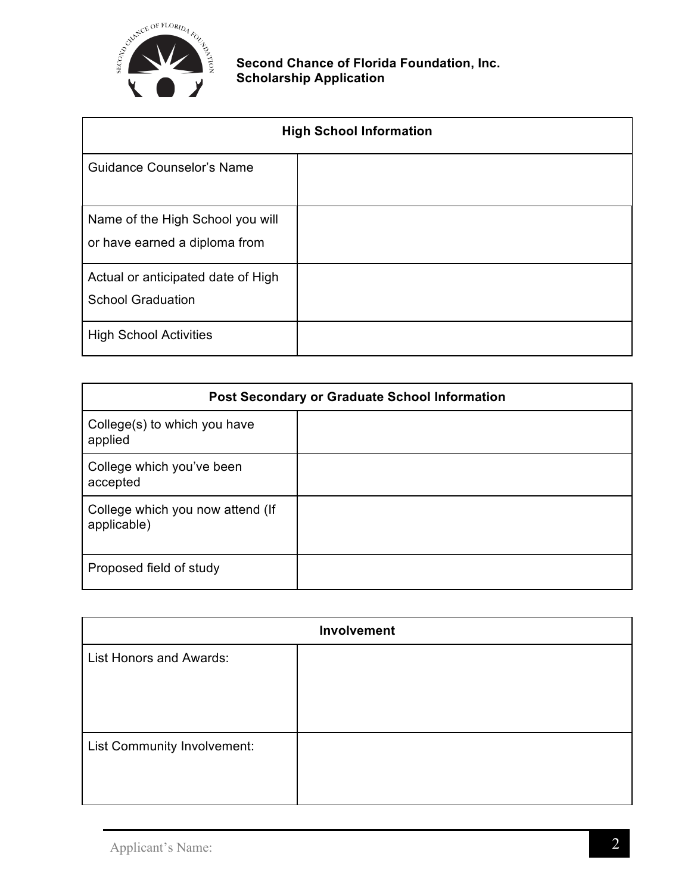**Second Chance of Florida Foundation, Inc.**
**Scholarship Application**

| High School Information | |
|---|---|
| Guidance Counselor's Name | |
| Name of the High School you will or have earned a diploma from | |
| Actual or anticipated date of High School Graduation | |
| High School Activities | |

| Post Secondary or Graduate School Information | |
|---|---|
| College(s) to which you have applied | |
| College which you've been accepted | |
| College which you now attend (If applicable) | |
| Proposed field of study | |

| Involvement | |
|---|---|
| List Honors and Awards: | |
| List Community Involvement: | |

Applicant's Name: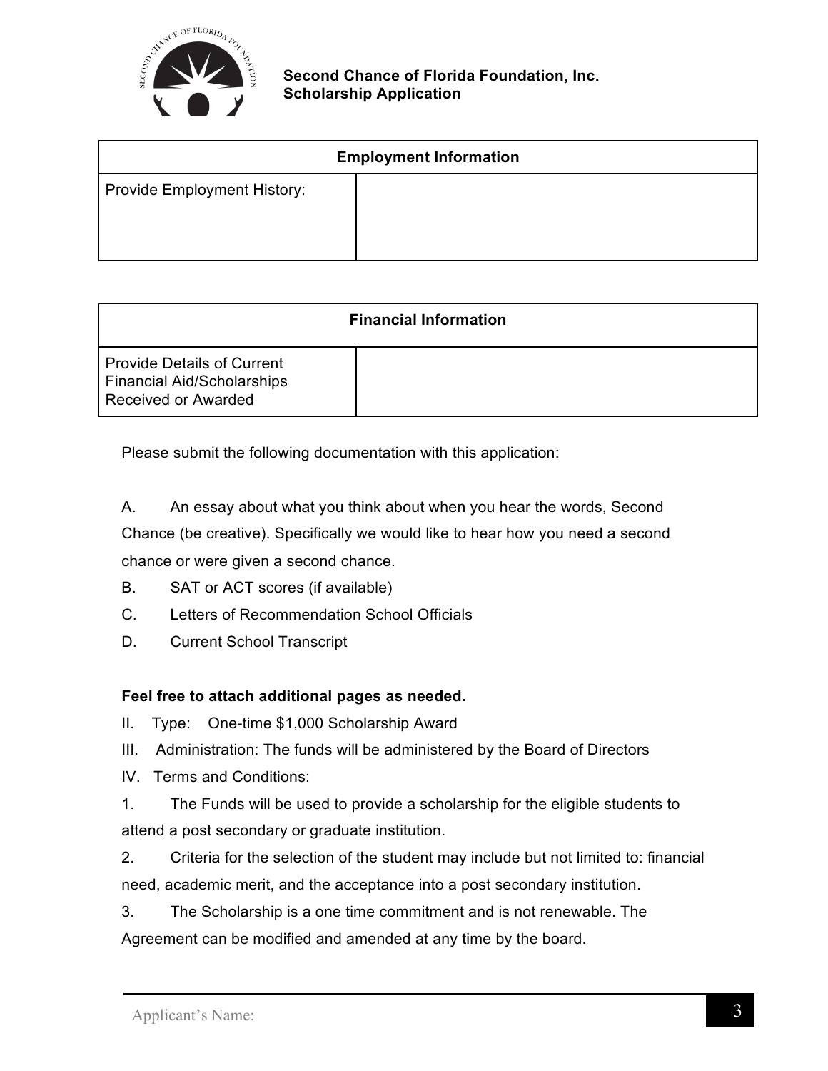**Second Chance of Florida Foundation, Inc.**
**Scholarship Application**

| Employment Information | |
|---|---|
| Provide Employment History: | |

| Financial Information | |
|---|---|
| Provide Details of Current Financial Aid/Scholarships Received or Awarded | |

Please submit the following documentation with this application:

A. An essay about what you think about when you hear the words, Second Chance (be creative). Specifically we would like to hear how you need a second chance or were given a second chance.

B. SAT or ACT scores (if available)

C. Letters of Recommendation School Officials

D. Current School Transcript

**Feel free to attach additional pages as needed.**

II. Type: One-time $1,000 Scholarship Award

III. Administration: The funds will be administered by the Board of Directors

IV. Terms and Conditions:

1. The Funds will be used to provide a scholarship for the eligible students to attend a post secondary or graduate institution.
2. Criteria for the selection of the student may include but not limited to: financial need, academic merit, and the acceptance into a post secondary institution.
3. The Scholarship is a one time commitment and is not renewable. The Agreement can be modified and amended at any time by the board.

Applicant's Name: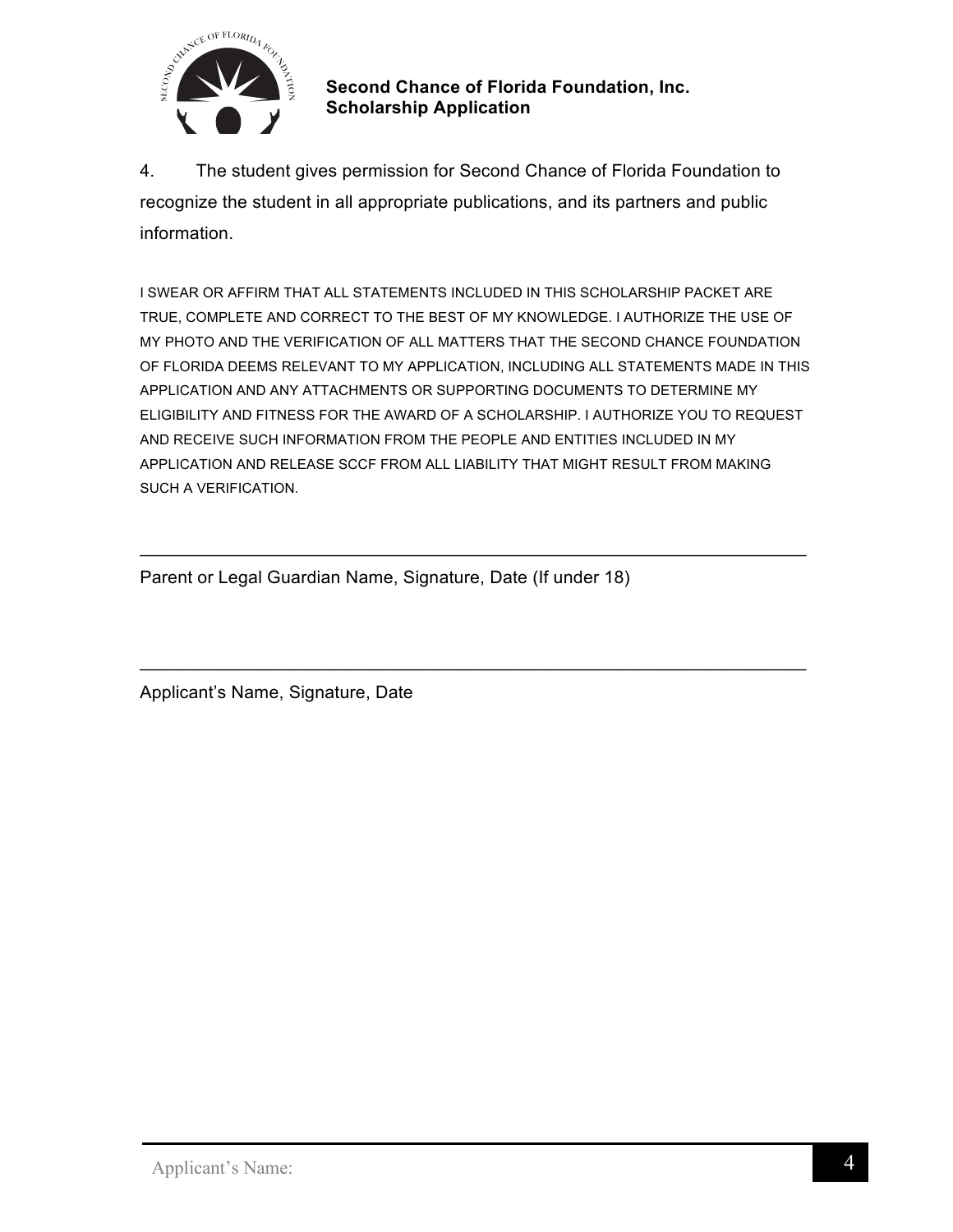**Second Chance of Florida Foundation, Inc.**
**Scholarship Application**

4. The student gives permission for Second Chance of Florida Foundation to recognize the student in all appropriate publications, and its partners and public information.

I SWEAR OR AFFIRM THAT ALL STATEMENTS INCLUDED IN THIS SCHOLARSHIP PACKET ARE TRUE, COMPLETE AND CORRECT TO THE BEST OF MY KNOWLEDGE. I AUTHORIZE THE USE OF MY PHOTO AND THE VERIFICATION OF ALL MATTERS THAT THE SECOND CHANCE FOUNDATION OF FLORIDA DEEMS RELEVANT TO MY APPLICATION, INCLUDING ALL STATEMENTS MADE IN THIS APPLICATION AND ANY ATTACHMENTS OR SUPPORTING DOCUMENTS TO DETERMINE MY ELIGIBILITY AND FITNESS FOR THE AWARD OF A SCHOLARSHIP. I AUTHORIZE YOU TO REQUEST AND RECEIVE SUCH INFORMATION FROM THE PEOPLE AND ENTITIES INCLUDED IN MY APPLICATION AND RELEASE SCCF FROM ALL LIABILITY THAT MIGHT RESULT FROM MAKING SUCH A VERIFICATION.

______________________________________________________________________

Parent or Legal Guardian Name, Signature, Date (If under 18)

______________________________________________________________________

Applicant's Name, Signature, Date

Applicant's Name: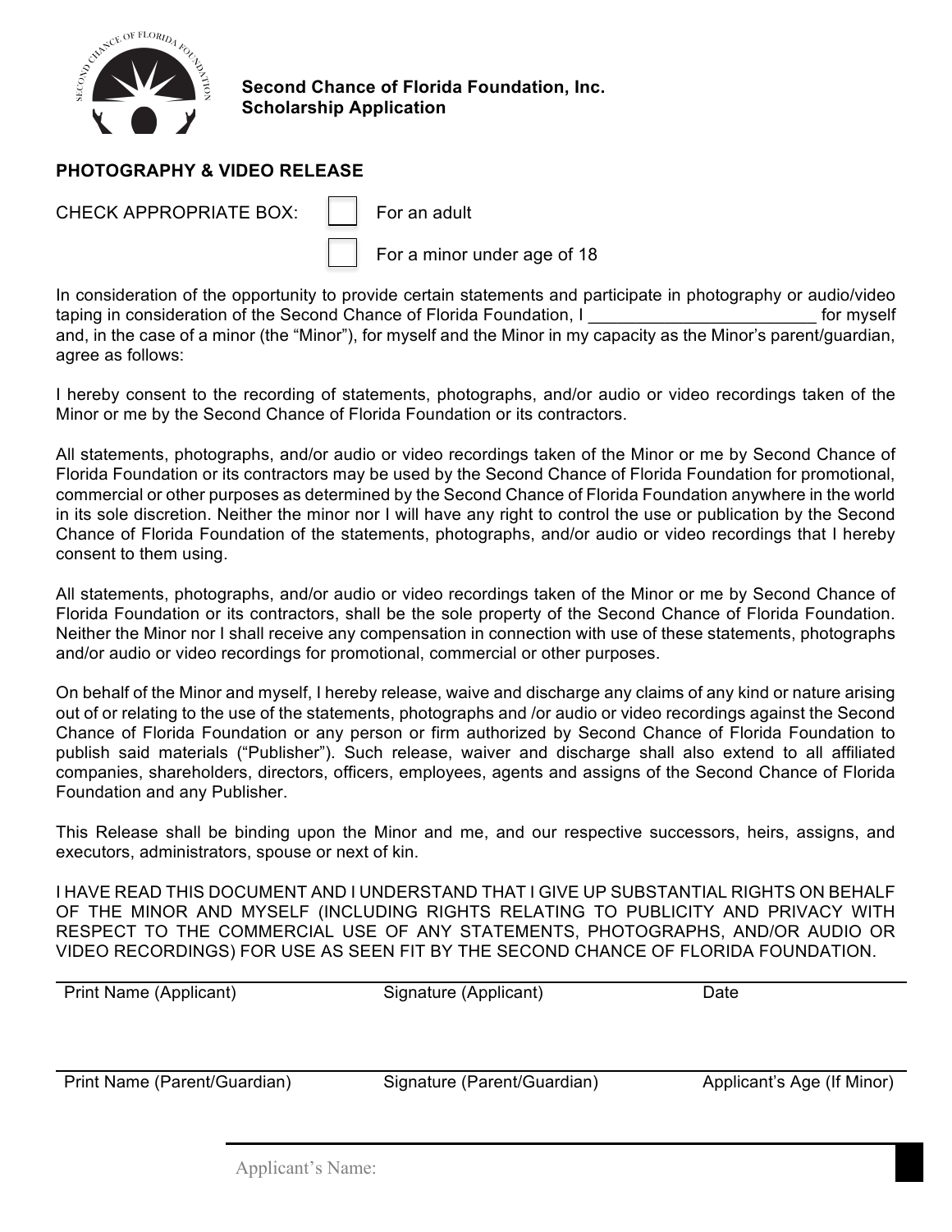**Second Chance of Florida Foundation, Inc.**
**Scholarship Application**

## PHOTOGRAPHY & VIDEO RELEASE

CHECK APPROPRIATE BOX:

- [ ] For an adult
- [ ] For a minor under age of 18

In consideration of the opportunity to provide certain statements and participate in photography or audio/video taping in consideration of the Second Chance of Florida Foundation, I ________________________ for myself and, in the case of a minor (the "Minor"), for myself and the Minor in my capacity as the Minor's parent/guardian, agree as follows:

I hereby consent to the recording of statements, photographs, and/or audio or video recordings taken of the Minor or me by the Second Chance of Florida Foundation or its contractors.

All statements, photographs, and/or audio or video recordings taken of the Minor or me by Second Chance of Florida Foundation or its contractors may be used by the Second Chance of Florida Foundation for promotional, commercial or other purposes as determined by the Second Chance of Florida Foundation anywhere in the world in its sole discretion. Neither the minor nor I will have any right to control the use or publication by the Second Chance of Florida Foundation of the statements, photographs, and/or audio or video recordings that I hereby consent to them using.

All statements, photographs, and/or audio or video recordings taken of the Minor or me by Second Chance of Florida Foundation or its contractors, shall be the sole property of the Second Chance of Florida Foundation. Neither the Minor nor I shall receive any compensation in connection with use of these statements, photographs and/or audio or video recordings for promotional, commercial or other purposes.

On behalf of the Minor and myself, I hereby release, waive and discharge any claims of any kind or nature arising out of or relating to the use of the statements, photographs and /or audio or video recordings against the Second Chance of Florida Foundation or any person or firm authorized by Second Chance of Florida Foundation to publish said materials ("Publisher"). Such release, waiver and discharge shall also extend to all affiliated companies, shareholders, directors, officers, employees, agents and assigns of the Second Chance of Florida Foundation and any Publisher.

This Release shall be binding upon the Minor and me, and our respective successors, heirs, assigns, and executors, administrators, spouse or next of kin.

I HAVE READ THIS DOCUMENT AND I UNDERSTAND THAT I GIVE UP SUBSTANTIAL RIGHTS ON BEHALF OF THE MINOR AND MYSELF (INCLUDING RIGHTS RELATING TO PUBLICITY AND PRIVACY WITH RESPECT TO THE COMMERCIAL USE OF ANY STATEMENTS, PHOTOGRAPHS, AND/OR AUDIO OR VIDEO RECORDINGS) FOR USE AS SEEN FIT BY THE SECOND CHANCE OF FLORIDA FOUNDATION.

| Print Name (Applicant) | Signature (Applicant) | Date |
| --- | --- | --- |
| | | |

| Print Name (Parent/Guardian) | Signature (Parent/Guardian) | Applicant's Age (If Minor) |
| --- | --- | --- |
| | | |

Applicant's Name: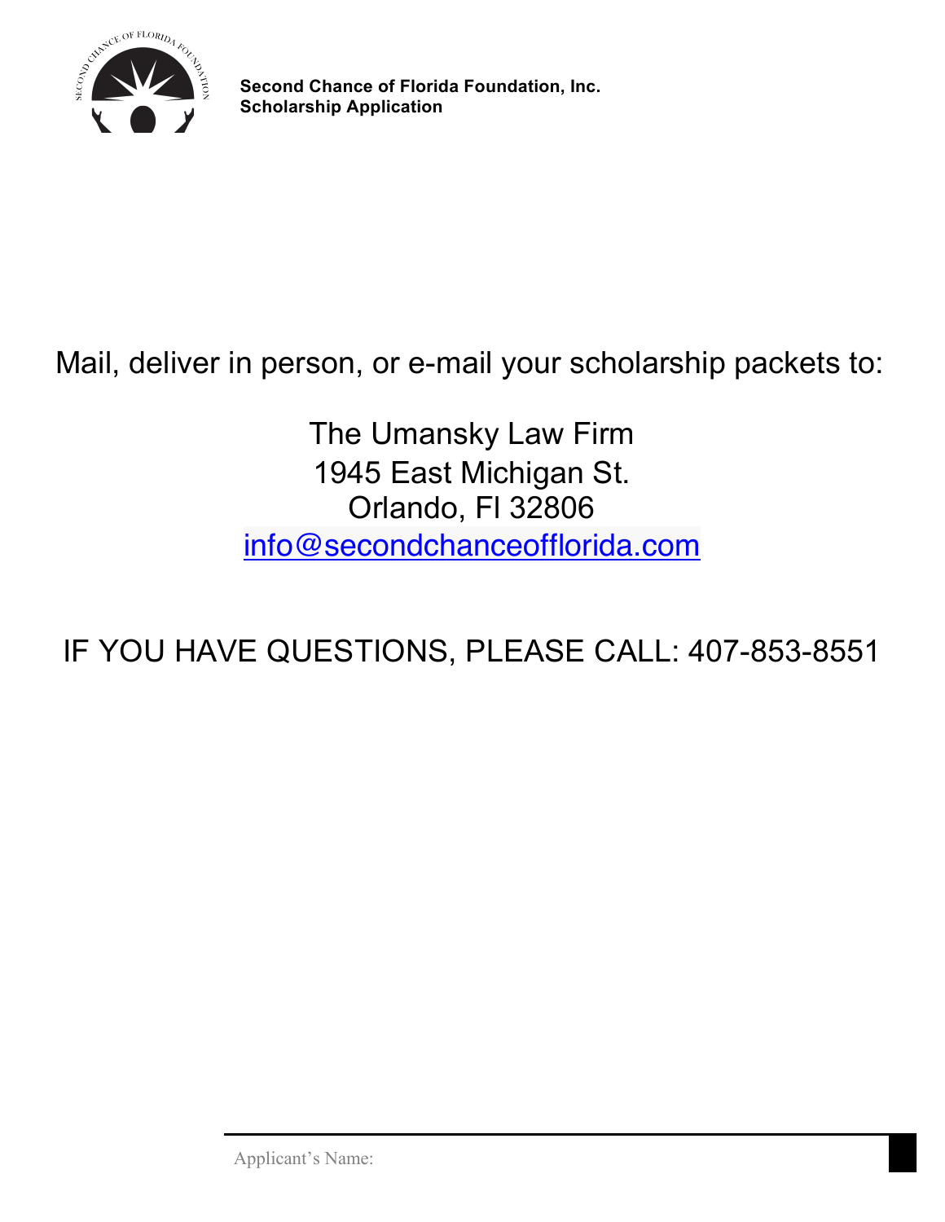**Second Chance of Florida Foundation, Inc.**
**Scholarship Application**

Mail, deliver in person, or e-mail your scholarship packets to:

The Umansky Law Firm
1945 East Michigan St.
Orlando, Fl 32806
info@secondchanceofflorida.com

IF YOU HAVE QUESTIONS, PLEASE CALL: 407-853-8551

Applicant's Name: